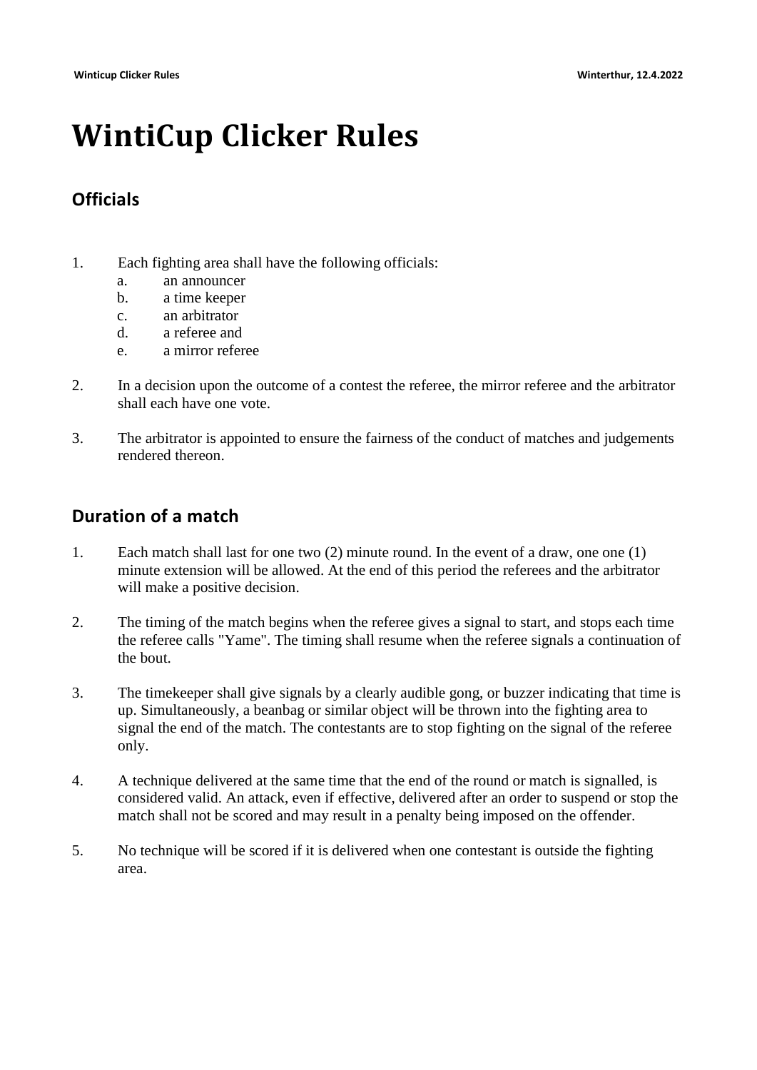# WintiCup Clicker Rules

## Officials

1. Each fighting area shall have the following officials:
    a. an announcer
    b. a time keeper
    c. an arbitrator
    d. a referee and
    e. a mirror referee

2. In a decision upon the outcome of a contest the referee, the mirror referee and the arbitrator shall each have one vote.

3. The arbitrator is appointed to ensure the fairness of the conduct of matches and judgements rendered thereon.

## Duration of a match

1. Each match shall last for one two (2) minute round. In the event of a draw, one one (1) minute extension will be allowed. At the end of this period the referees and the arbitrator will make a positive decision.

2. The timing of the match begins when the referee gives a signal to start, and stops each time the referee calls "Yame". The timing shall resume when the referee signals a continuation of the bout.

3. The timekeeper shall give signals by a clearly audible gong, or buzzer indicating that time is up. Simultaneously, a beanbag or similar object will be thrown into the fighting area to signal the end of the match. The contestants are to stop fighting on the signal of the referee only.

4. A technique delivered at the same time that the end of the round or match is signalled, is considered valid. An attack, even if effective, delivered after an order to suspend or stop the match shall not be scored and may result in a penalty being imposed on the offender.

5. No technique will be scored if it is delivered when one contestant is outside the fighting area.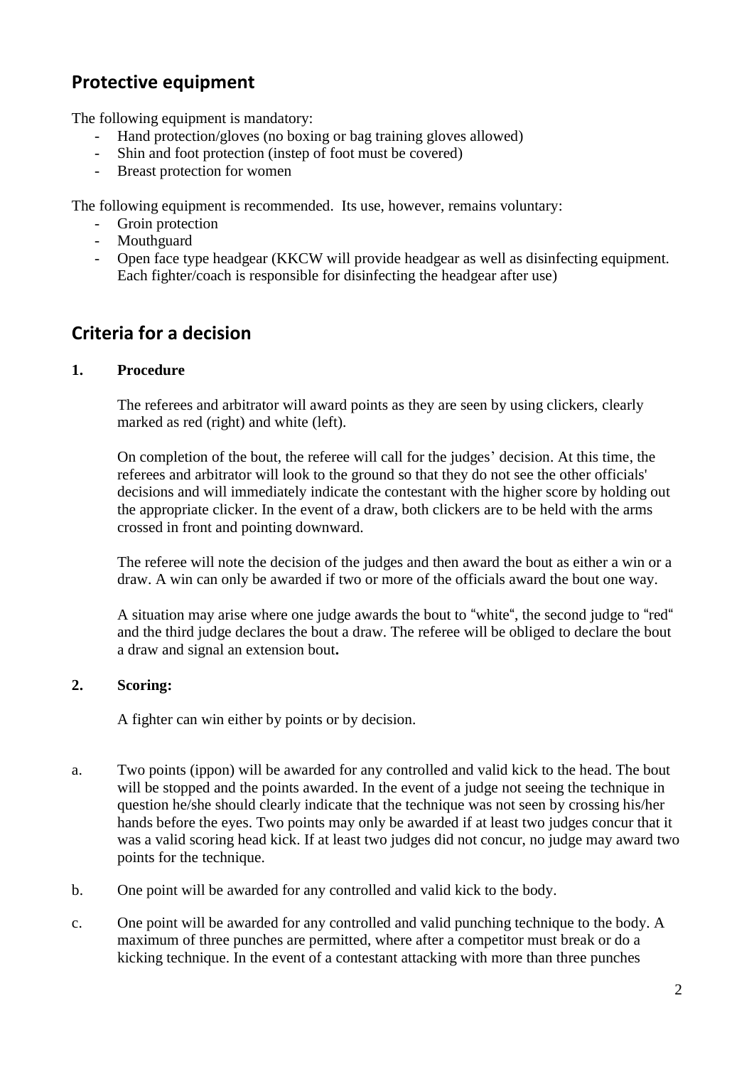## Protective equipment

The following equipment is mandatory:

- Hand protection/gloves (no boxing or bag training gloves allowed)
- Shin and foot protection (instep of foot must be covered)
- Breast protection for women

The following equipment is recommended. Its use, however, remains voluntary:

- Groin protection
- Mouthguard
- Open face type headgear (KKCW will provide headgear as well as disinfecting equipment. Each fighter/coach is responsible for disinfecting the headgear after use)

## Criteria for a decision

**1. Procedure**

The referees and arbitrator will award points as they are seen by using clickers, clearly marked as red (right) and white (left).

On completion of the bout, the referee will call for the judges' decision. At this time, the referees and arbitrator will look to the ground so that they do not see the other officials' decisions and will immediately indicate the contestant with the higher score by holding out the appropriate clicker. In the event of a draw, both clickers are to be held with the arms crossed in front and pointing downward.

The referee will note the decision of the judges and then award the bout as either a win or a draw. A win can only be awarded if two or more of the officials award the bout one way.

A situation may arise where one judge awards the bout to "white", the second judge to "red" and the third judge declares the bout a draw. The referee will be obliged to declare the bout a draw and signal an extension bout**.**

**2. Scoring:**

A fighter can win either by points or by decision.

a. Two points (ippon) will be awarded for any controlled and valid kick to the head. The bout will be stopped and the points awarded. In the event of a judge not seeing the technique in question he/she should clearly indicate that the technique was not seen by crossing his/her hands before the eyes. Two points may only be awarded if at least two judges concur that it was a valid scoring head kick. If at least two judges did not concur, no judge may award two points for the technique.

b. One point will be awarded for any controlled and valid kick to the body.

c. One point will be awarded for any controlled and valid punching technique to the body. A maximum of three punches are permitted, where after a competitor must break or do a kicking technique. In the event of a contestant attacking with more than three punches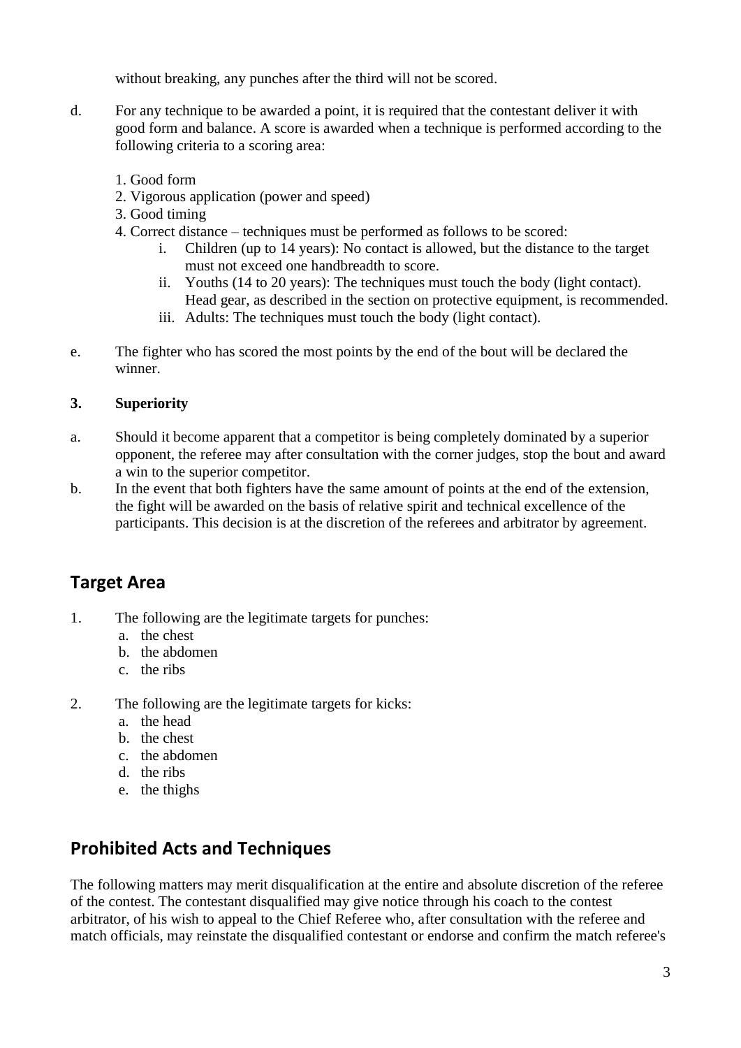without breaking, any punches after the third will not be scored.

d. For any technique to be awarded a point, it is required that the contestant deliver it with good form and balance. A score is awarded when a technique is performed according to the following criteria to a scoring area:

   1. Good form
   2. Vigorous application (power and speed)
   3. Good timing
   4. Correct distance – techniques must be performed as follows to be scored:
      i. Children (up to 14 years): No contact is allowed, but the distance to the target must not exceed one handbreadth to score.
      ii. Youths (14 to 20 years): The techniques must touch the body (light contact). Head gear, as described in the section on protective equipment, is recommended.
      iii. Adults: The techniques must touch the body (light contact).

e. The fighter who has scored the most points by the end of the bout will be declared the winner.

**3. Superiority**

a. Should it become apparent that a competitor is being completely dominated by a superior opponent, the referee may after consultation with the corner judges, stop the bout and award a win to the superior competitor.

b. In the event that both fighters have the same amount of points at the end of the extension, the fight will be awarded on the basis of relative spirit and technical excellence of the participants. This decision is at the discretion of the referees and arbitrator by agreement.

## Target Area

1. The following are the legitimate targets for punches:
   a. the chest
   b. the abdomen
   c. the ribs

2. The following are the legitimate targets for kicks:
   a. the head
   b. the chest
   c. the abdomen
   d. the ribs
   e. the thighs

## Prohibited Acts and Techniques

The following matters may merit disqualification at the entire and absolute discretion of the referee of the contest. The contestant disqualified may give notice through his coach to the contest arbitrator, of his wish to appeal to the Chief Referee who, after consultation with the referee and match officials, may reinstate the disqualified contestant or endorse and confirm the match referee's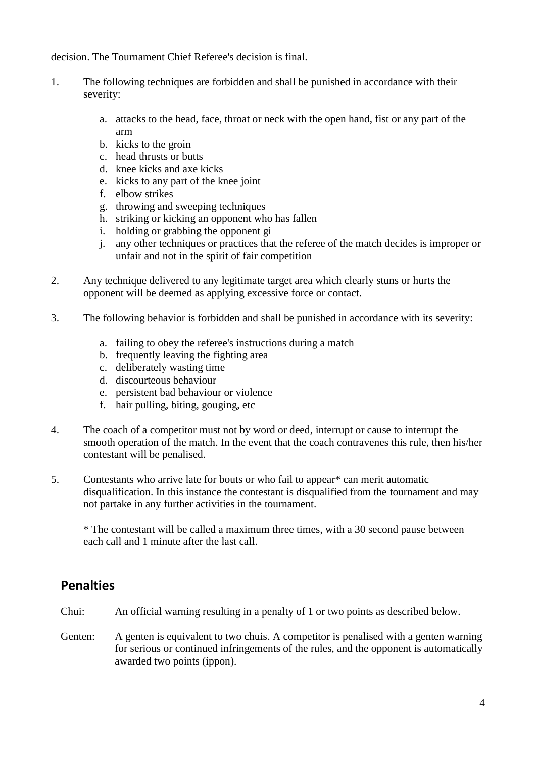decision. The Tournament Chief Referee's decision is final.

1. The following techniques are forbidden and shall be punished in accordance with their severity:

    a. attacks to the head, face, throat or neck with the open hand, fist or any part of the arm
    b. kicks to the groin
    c. head thrusts or butts
    d. knee kicks and axe kicks
    e. kicks to any part of the knee joint
    f. elbow strikes
    g. throwing and sweeping techniques
    h. striking or kicking an opponent who has fallen
    i. holding or grabbing the opponent gi
    j. any other techniques or practices that the referee of the match decides is improper or unfair and not in the spirit of fair competition

2. Any technique delivered to any legitimate target area which clearly stuns or hurts the opponent will be deemed as applying excessive force or contact.

3. The following behavior is forbidden and shall be punished in accordance with its severity:

    a. failing to obey the referee's instructions during a match
    b. frequently leaving the fighting area
    c. deliberately wasting time
    d. discourteous behaviour
    e. persistent bad behaviour or violence
    f. hair pulling, biting, gouging, etc

4. The coach of a competitor must not by word or deed, interrupt or cause to interrupt the smooth operation of the match. In the event that the coach contravenes this rule, then his/her contestant will be penalised.

5. Contestants who arrive late for bouts or who fail to appear* can merit automatic disqualification. In this instance the contestant is disqualified from the tournament and may not partake in any further activities in the tournament.

    * The contestant will be called a maximum three times, with a 30 second pause between each call and 1 minute after the last call.

## Penalties

Chui: An official warning resulting in a penalty of 1 or two points as described below.

Genten: A genten is equivalent to two chuis. A competitor is penalised with a genten warning for serious or continued infringements of the rules, and the opponent is automatically awarded two points (ippon).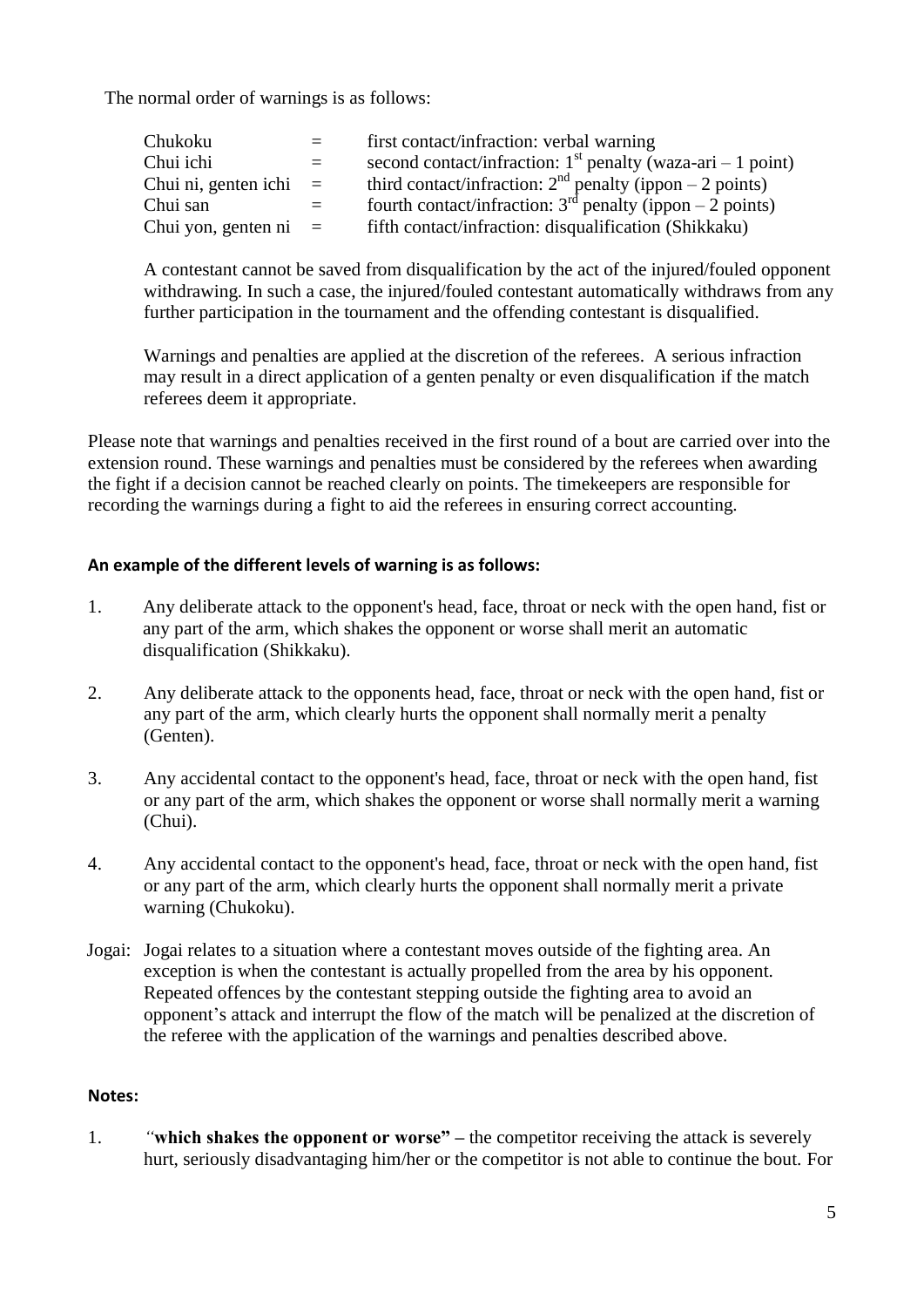The normal order of warnings is as follows:

| | | |
|---|---|---|
| Chukoku | = | first contact/infraction: verbal warning |
| Chui ichi | = | second contact/infraction: 1st penalty (waza-ari – 1 point) |
| Chui ni, genten ichi | = | third contact/infraction: 2nd penalty (ippon – 2 points) |
| Chui san | = | fourth contact/infraction: 3rd penalty (ippon – 2 points) |
| Chui yon, genten ni | = | fifth contact/infraction: disqualification (Shikkaku) |

A contestant cannot be saved from disqualification by the act of the injured/fouled opponent withdrawing. In such a case, the injured/fouled contestant automatically withdraws from any further participation in the tournament and the offending contestant is disqualified.

Warnings and penalties are applied at the discretion of the referees. A serious infraction may result in a direct application of a genten penalty or even disqualification if the match referees deem it appropriate.

Please note that warnings and penalties received in the first round of a bout are carried over into the extension round. These warnings and penalties must be considered by the referees when awarding the fight if a decision cannot be reached clearly on points. The timekeepers are responsible for recording the warnings during a fight to aid the referees in ensuring correct accounting.

**An example of the different levels of warning is as follows:**

1. Any deliberate attack to the opponent's head, face, throat or neck with the open hand, fist or any part of the arm, which shakes the opponent or worse shall merit an automatic disqualification (Shikkaku).
2. Any deliberate attack to the opponents head, face, throat or neck with the open hand, fist or any part of the arm, which clearly hurts the opponent shall normally merit a penalty (Genten).
3. Any accidental contact to the opponent's head, face, throat or neck with the open hand, fist or any part of the arm, which shakes the opponent or worse shall normally merit a warning (Chui).
4. Any accidental contact to the opponent's head, face, throat or neck with the open hand, fist or any part of the arm, which clearly hurts the opponent shall normally merit a private warning (Chukoku).

Jogai: Jogai relates to a situation where a contestant moves outside of the fighting area. An exception is when the contestant is actually propelled from the area by his opponent. Repeated offences by the contestant stepping outside the fighting area to avoid an opponent's attack and interrupt the flow of the match will be penalized at the discretion of the referee with the application of the warnings and penalties described above.

**Notes:**

1. "**which shakes the opponent or worse**" – the competitor receiving the attack is severely hurt, seriously disadvantaging him/her or the competitor is not able to continue the bout. For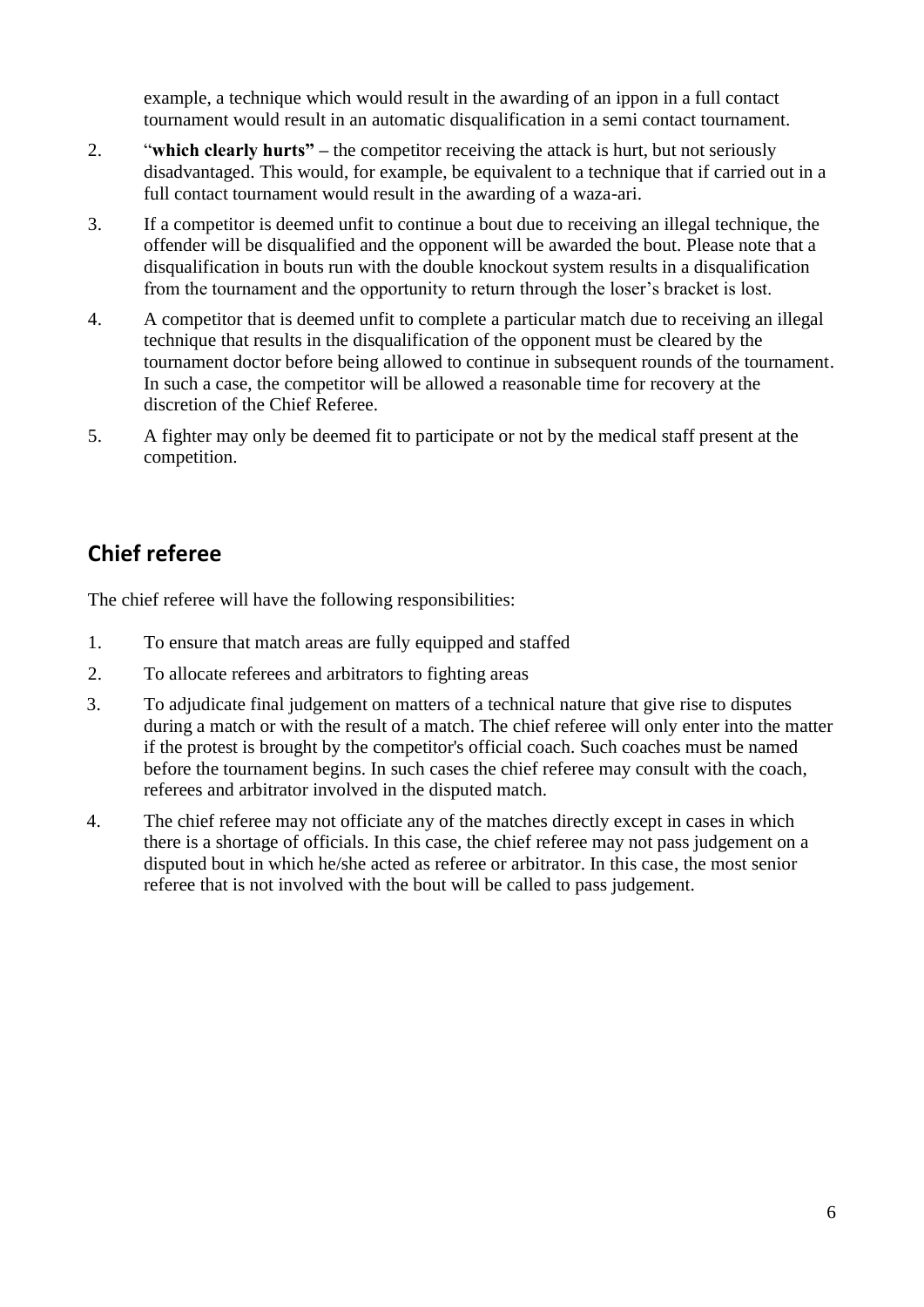example, a technique which would result in the awarding of an ippon in a full contact tournament would result in an automatic disqualification in a semi contact tournament.

2. "**which clearly hurts"** – the competitor receiving the attack is hurt, but not seriously disadvantaged. This would, for example, be equivalent to a technique that if carried out in a full contact tournament would result in the awarding of a waza-ari.

3. If a competitor is deemed unfit to continue a bout due to receiving an illegal technique, the offender will be disqualified and the opponent will be awarded the bout. Please note that a disqualification in bouts run with the double knockout system results in a disqualification from the tournament and the opportunity to return through the loser's bracket is lost.

4. A competitor that is deemed unfit to complete a particular match due to receiving an illegal technique that results in the disqualification of the opponent must be cleared by the tournament doctor before being allowed to continue in subsequent rounds of the tournament. In such a case, the competitor will be allowed a reasonable time for recovery at the discretion of the Chief Referee.

5. A fighter may only be deemed fit to participate or not by the medical staff present at the competition.

## Chief referee

The chief referee will have the following responsibilities:

1. To ensure that match areas are fully equipped and staffed

2. To allocate referees and arbitrators to fighting areas

3. To adjudicate final judgement on matters of a technical nature that give rise to disputes during a match or with the result of a match. The chief referee will only enter into the matter if the protest is brought by the competitor's official coach. Such coaches must be named before the tournament begins. In such cases the chief referee may consult with the coach, referees and arbitrator involved in the disputed match.

4. The chief referee may not officiate any of the matches directly except in cases in which there is a shortage of officials. In this case, the chief referee may not pass judgement on a disputed bout in which he/she acted as referee or arbitrator. In this case, the most senior referee that is not involved with the bout will be called to pass judgement.